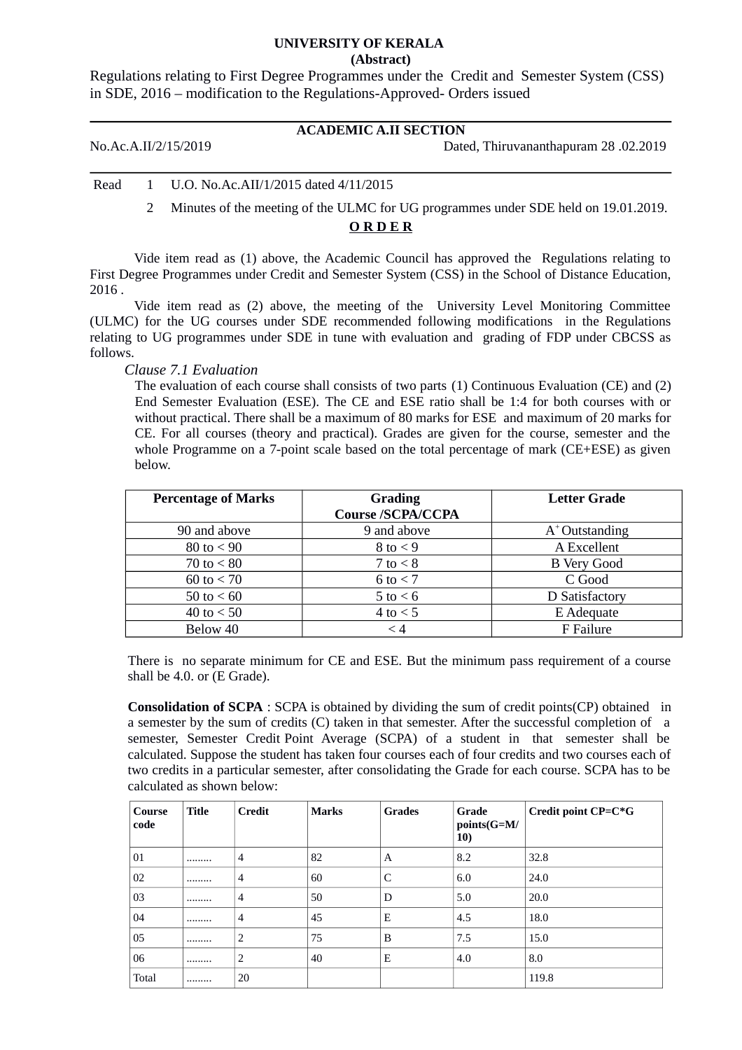**UNIVERSITY OF KERALA**

**(Abstract)**

Regulations relating to First Degree Programmes under the Credit and Semester System (CSS) in SDE, 2016 – modification to the Regulations-Approved- Orders issued

---

**ACADEMIC A.II SECTION**

No.Ac.A.II/2/15/2019 Dated, Thiruvananthapuram 28 .02.2019

---

Read 1 U.O. No.Ac.AII/1/2015 dated 4/11/2015

2 Minutes of the meeting of the ULMC for UG programmes under SDE held on 19.01.2019.

**O R D E R**

Vide item read as (1) above, the Academic Council has approved the Regulations relating to First Degree Programmes under Credit and Semester System (CSS) in the School of Distance Education, 2016 .

Vide item read as (2) above, the meeting of the University Level Monitoring Committee (ULMC) for the UG courses under SDE recommended following modifications in the Regulations relating to UG programmes under SDE in tune with evaluation and grading of FDP under CBCSS as follows.

*Clause 7.1 Evaluation*

The evaluation of each course shall consists of two parts (1) Continuous Evaluation (CE) and (2) End Semester Evaluation (ESE). The CE and ESE ratio shall be 1:4 for both courses with or without practical. There shall be a maximum of 80 marks for ESE and maximum of 20 marks for CE. For all courses (theory and practical). Grades are given for the course, semester and the whole Programme on a 7-point scale based on the total percentage of mark (CE+ESE) as given below.

| Percentage of Marks | Grading Course /SCPA/CCPA | Letter Grade |
|---|---|---|
| 90 and above | 9 and above | $A^+$ Outstanding |
| 80 to < 90 | 8 to < 9 | A Excellent |
| 70 to < 80 | 7 to < 8 | B Very Good |
| 60 to < 70 | 6 to < 7 | C Good |
| 50 to < 60 | 5 to < 6 | D Satisfactory |
| 40 to < 50 | 4 to < 5 | E Adequate |
| Below 40 | < 4 | F Failure |

There is no separate minimum for CE and ESE. But the minimum pass requirement of a course shall be 4.0. or (E Grade).

**Consolidation of SCPA** : SCPA is obtained by dividing the sum of credit points(CP) obtained in a semester by the sum of credits (C) taken in that semester. After the successful completion of a semester, Semester Credit Point Average (SCPA) of a student in that semester shall be calculated. Suppose the student has taken four courses each of four credits and two courses each of two credits in a particular semester, after consolidating the Grade for each course. SCPA has to be calculated as shown below:

| Course code | Title | Credit | Marks | Grades | Grade points(G=M/10) | Credit point CP=C*G |
|---|---|---|---|---|---|---|
| 01 | ........ | 4 | 82 | A | 8.2 | 32.8 |
| 02 | ........ | 4 | 60 | C | 6.0 | 24.0 |
| 03 | ........ | 4 | 50 | D | 5.0 | 20.0 |
| 04 | ........ | 4 | 45 | E | 4.5 | 18.0 |
| 05 | ........ | 2 | 75 | B | 7.5 | 15.0 |
| 06 | ........ | 2 | 40 | E | 4.0 | 8.0 |
| Total | ........ | 20 | | | | 119.8 |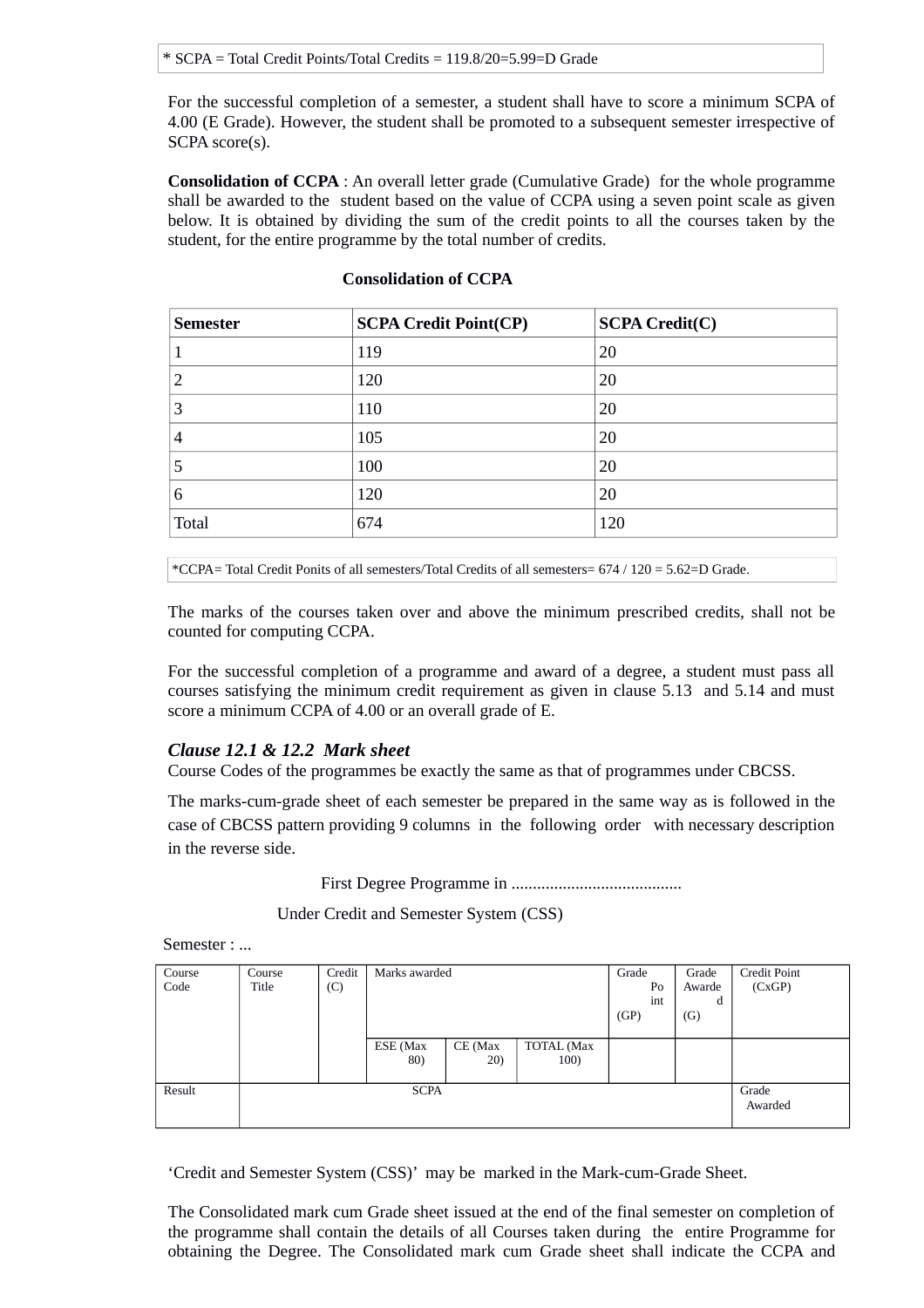* SCPA = Total Credit Points/Total Credits = 119.8/20=5.99=D Grade

For the successful completion of a semester, a student shall have to score a minimum SCPA of 4.00 (E Grade). However, the student shall be promoted to a subsequent semester irrespective of SCPA score(s).

**Consolidation of CCPA** : An overall letter grade (Cumulative Grade) for the whole programme shall be awarded to the student based on the value of CCPA using a seven point scale as given below. It is obtained by dividing the sum of the credit points to all the courses taken by the student, for the entire programme by the total number of credits.

**Consolidation of CCPA**

| Semester | SCPA Credit Point(CP) | SCPA Credit(C) |
|---|---|---|
| 1 | 119 | 20 |
| 2 | 120 | 20 |
| 3 | 110 | 20 |
| 4 | 105 | 20 |
| 5 | 100 | 20 |
| 6 | 120 | 20 |
| Total | 674 | 120 |

*CCPA= Total Credit Ponits of all semesters/Total Credits of all semesters= 674 / 120 = 5.62=D Grade.

The marks of the courses taken over and above the minimum prescribed credits, shall not be counted for computing CCPA.

For the successful completion of a programme and award of a degree, a student must pass all courses satisfying the minimum credit requirement as given in clause 5.13 and 5.14 and must score a minimum CCPA of 4.00 or an overall grade of E.

### *Clause 12.1 & 12.2 Mark sheet*

Course Codes of the programmes be exactly the same as that of programmes under CBCSS.

The marks-cum-grade sheet of each semester be prepared in the same way as is followed in the case of CBCSS pattern providing 9 columns in the following order with necessary description in the reverse side.

First Degree Programme in ........................................

Under Credit and Semester System (CSS)

Semester : ...

| Course Code | Course Title | Credit (C) | Marks awarded | | | Grade Point (GP) | Grade Awarded (G) | Credit Point (CxGP) |
|---|---|---|---|---|---|---|---|---|
| | | | ESE (Max 80) | CE (Max 20) | TOTAL (Max 100) | | | |
| Result | SCPA | | | | | | | Grade Awarded |

'Credit and Semester System (CSS)' may be marked in the Mark-cum-Grade Sheet.

The Consolidated mark cum Grade sheet issued at the end of the final semester on completion of the programme shall contain the details of all Courses taken during the entire Programme for obtaining the Degree. The Consolidated mark cum Grade sheet shall indicate the CCPA and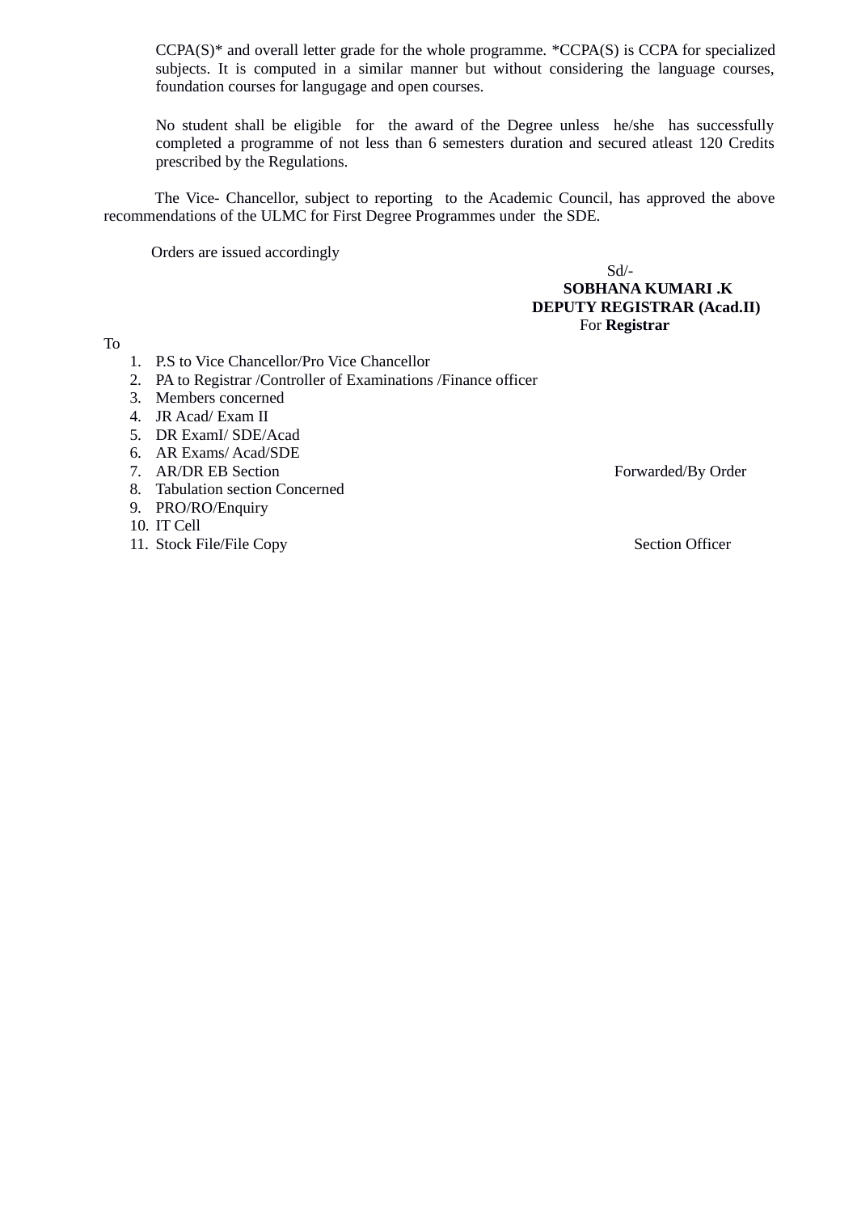CCPA(S)* and overall letter grade for the whole programme. *CCPA(S) is CCPA for specialized subjects. It is computed in a similar manner but without considering the language courses, foundation courses for langugage and open courses.

No student shall be eligible for the award of the Degree unless he/she has successfully completed a programme of not less than 6 semesters duration and secured atleast 120 Credits prescribed by the Regulations.

The Vice- Chancellor, subject to reporting to the Academic Council, has approved the above recommendations of the ULMC for First Degree Programmes under the SDE.

Orders are issued accordingly

Sd/-
**SOBHANA KUMARI .K**
**DEPUTY REGISTRAR (Acad.II)**
For **Registrar**

To

1. P.S to Vice Chancellor/Pro Vice Chancellor
2. PA to Registrar /Controller of Examinations /Finance officer
3. Members concerned
4. JR Acad/ Exam II
5. DR ExamI/ SDE/Acad
6. AR Exams/ Acad/SDE
7. AR/DR EB Section
8. Tabulation section Concerned
9. PRO/RO/Enquiry
10. IT Cell
11. Stock File/File Copy

Forwarded/By Order

Section Officer